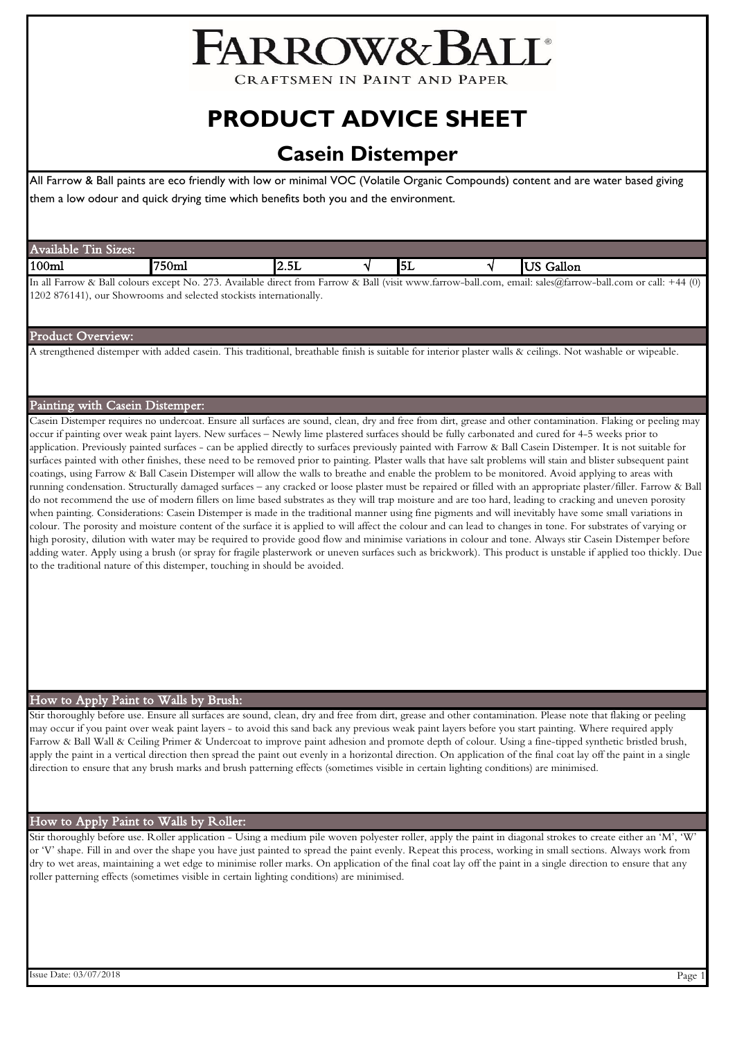# FARROW & BALL

CRAFTSMEN IN PAINT AND PAPER

# PRODUCT ADVICE SHEET

## Casein Distemper

All Farrow & Ball paints are eco friendly with low or minimal VOC (Volatile Organic Compounds) content and are water based giving them a low odour and quick drying time which benefits both you and the environment.

### Available Tin Sizes:

| 100ml | 750ml | 2.5L | √ | 5L | √ | US Gallon |
|---|---|---|---|---|---|---|

In all Farrow & Ball colours except No. 273. Available direct from Farrow & Ball (visit www.farrow-ball.com, email: sales@farrow-ball.com or call: +44 (0) 1202 876141), our Showrooms and selected stockists internationally.

### Product Overview:

A strengthened distemper with added casein. This traditional, breathable finish is suitable for interior plaster walls & ceilings. Not washable or wipeable.

### Painting with Casein Distemper:

Casein Distemper requires no undercoat. Ensure all surfaces are sound, clean, dry and free from dirt, grease and other contamination. Flaking or peeling may occur if painting over weak paint layers. New surfaces – Newly lime plastered surfaces should be fully carbonated and cured for 4-5 weeks prior to application. Previously painted surfaces - can be applied directly to surfaces previously painted with Farrow & Ball Casein Distemper. It is not suitable for surfaces painted with other finishes, these need to be removed prior to painting. Plaster walls that have salt problems will stain and blister subsequent paint coatings, using Farrow & Ball Casein Distemper will allow the walls to breathe and enable the problem to be monitored. Avoid applying to areas with running condensation. Structurally damaged surfaces – any cracked or loose plaster must be repaired or filled with an appropriate plaster/filler. Farrow & Ball do not recommend the use of modern fillers on lime based substrates as they will trap moisture and are too hard, leading to cracking and uneven porosity when painting. Considerations: Casein Distemper is made in the traditional manner using fine pigments and will inevitably have some small variations in colour. The porosity and moisture content of the surface it is applied to will affect the colour and can lead to changes in tone. For substrates of varying or high porosity, dilution with water may be required to provide good flow and minimise variations in colour and tone. Always stir Casein Distemper before adding water. Apply using a brush (or spray for fragile plasterwork or uneven surfaces such as brickwork). This product is unstable if applied too thickly. Due to the traditional nature of this distemper, touching in should be avoided.

### How to Apply Paint to Walls by Brush:

Stir thoroughly before use. Ensure all surfaces are sound, clean, dry and free from dirt, grease and other contamination. Please note that flaking or peeling may occur if you paint over weak paint layers - to avoid this sand back any previous weak paint layers before you start painting. Where required apply Farrow & Ball Wall & Ceiling Primer & Undercoat to improve paint adhesion and promote depth of colour. Using a fine-tipped synthetic bristled brush, apply the paint in a vertical direction then spread the paint out evenly in a horizontal direction. On application of the final coat lay off the paint in a single direction to ensure that any brush marks and brush patterning effects (sometimes visible in certain lighting conditions) are minimised.

### How to Apply Paint to Walls by Roller:

Stir thoroughly before use. Roller application - Using a medium pile woven polyester roller, apply the paint in diagonal strokes to create either an 'M', 'W' or 'V' shape. Fill in and over the shape you have just painted to spread the paint evenly. Repeat this process, working in small sections. Always work from dry to wet areas, maintaining a wet edge to minimise roller marks. On application of the final coat lay off the paint in a single direction to ensure that any roller patterning effects (sometimes visible in certain lighting conditions) are minimised.

Issue Date: 03/07/2018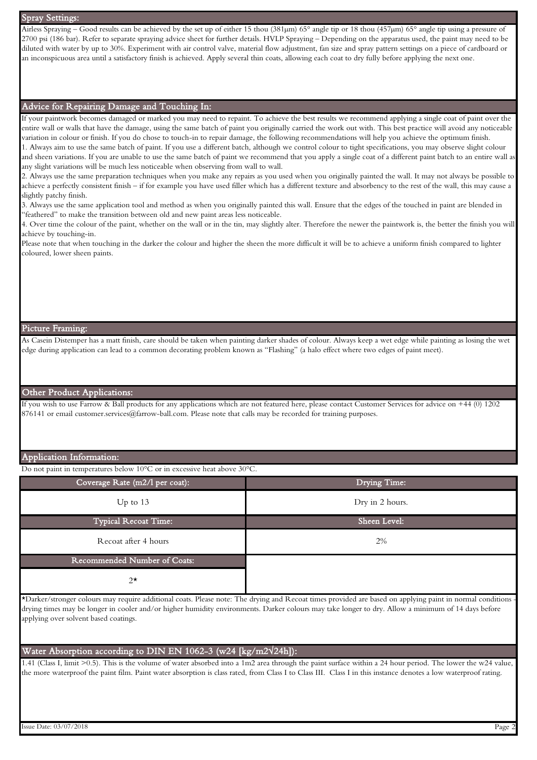## Spray Settings:

Airless Spraying – Good results can be achieved by the set up of either 15 thou (381µm) 65° angle tip or 18 thou (457µm) 65° angle tip using a pressure of 2700 psi (186 bar). Refer to separate spraying advice sheet for further details. HVLP Spraying – Depending on the apparatus used, the paint may need to be diluted with water by up to 30%. Experiment with air control valve, material flow adjustment, fan size and spray pattern settings on a piece of cardboard or an inconspicuous area until a satisfactory finish is achieved. Apply several thin coats, allowing each coat to dry fully before applying the next one.

## Advice for Repairing Damage and Touching In:

If your paintwork becomes damaged or marked you may need to repaint. To achieve the best results we recommend applying a single coat of paint over the entire wall or walls that have the damage, using the same batch of paint you originally carried the work out with. This best practice will avoid any noticeable variation in colour or finish. If you do chose to touch-in to repair damage, the following recommendations will help you achieve the optimum finish.

1. Always aim to use the same batch of paint. If you use a different batch, although we control colour to tight specifications, you may observe slight colour and sheen variations. If you are unable to use the same batch of paint we recommend that you apply a single coat of a different paint batch to an entire wall as any slight variations will be much less noticeable when observing from wall to wall.
2. Always use the same preparation techniques when you make any repairs as you used when you originally painted the wall. It may not always be possible to achieve a perfectly consistent finish – if for example you have used filler which has a different texture and absorbency to the rest of the wall, this may cause a slightly patchy finish.
3. Always use the same application tool and method as when you originally painted this wall. Ensure that the edges of the touched in paint are blended in "feathered" to make the transition between old and new paint areas less noticeable.
4. Over time the colour of the paint, whether on the wall or in the tin, may slightly alter. Therefore the newer the paintwork is, the better the finish you will achieve by touching-in.

Please note that when touching in the darker the colour and higher the sheen the more difficult it will be to achieve a uniform finish compared to lighter coloured, lower sheen paints.

## Picture Framing:

As Casein Distemper has a matt finish, care should be taken when painting darker shades of colour. Always keep a wet edge while painting as losing the wet edge during application can lead to a common decorating problem known as "Flashing" (a halo effect where two edges of paint meet).

## Other Product Applications:

If you wish to use Farrow & Ball products for any applications which are not featured here, please contact Customer Services for advice on +44 (0) 1202 876141 or email customer.services@farrow-ball.com. Please note that calls may be recorded for training purposes.

## Application Information:

Do not paint in temperatures below 10°C or in excessive heat above 30°C.

| Coverage Rate (m2/l per coat): | Drying Time: |
|---|---|
| Up to 13 | Dry in 2 hours. |
| **Typical Recoat Time:** | **Sheen Level:** |
| Recoat after 4 hours | 2% |
| **Recommended Number of Coats:** | |
| 2* | |

*Darker/stronger colours may require additional coats. Please note: The drying and Recoat times provided are based on applying paint in normal conditions - drying times may be longer in cooler and/or higher humidity environments. Darker colours may take longer to dry. Allow a minimum of 14 days before applying over solvent based coatings.

## Water Absorption according to DIN EN 1062-3 (w24 [kg/m2√24h]):

1.41 (Class I, limit >0.5). This is the volume of water absorbed into a 1m2 area through the paint surface within a 24 hour period. The lower the w24 value, the more waterproof the paint film. Paint water absorption is class rated, from Class I to Class III. Class I in this instance denotes a low waterproof rating.

Issue Date: 03/07/2018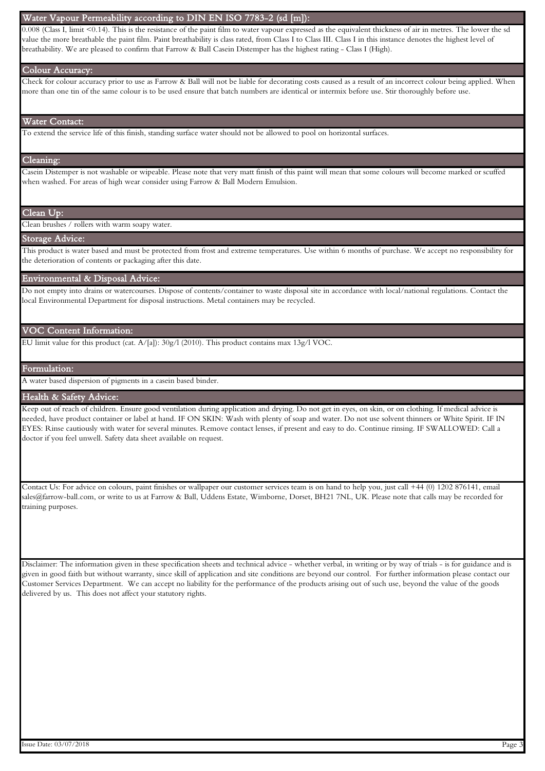## Water Vapour Permeability according to DIN EN ISO 7783-2 (sd [m]):

0.008 (Class I, limit <0.14). This is the resistance of the paint film to water vapour expressed as the equivalent thickness of air in metres. The lower the sd value the more breathable the paint film. Paint breathability is class rated, from Class I to Class III. Class I in this instance denotes the highest level of breathability. We are pleased to confirm that Farrow & Ball Casein Distemper has the highest rating - Class I (High).

## Colour Accuracy:

Check for colour accuracy prior to use as Farrow & Ball will not be liable for decorating costs caused as a result of an incorrect colour being applied. When more than one tin of the same colour is to be used ensure that batch numbers are identical or intermix before use. Stir thoroughly before use.

## Water Contact:

To extend the service life of this finish, standing surface water should not be allowed to pool on horizontal surfaces.

## Cleaning:

Casein Distemper is not washable or wipeable. Please note that very matt finish of this paint will mean that some colours will become marked or scuffed when washed. For areas of high wear consider using Farrow & Ball Modern Emulsion.

## Clean Up:

Clean brushes / rollers with warm soapy water.

## Storage Advice:

This product is water based and must be protected from frost and extreme temperatures. Use within 6 months of purchase. We accept no responsibility for the deterioration of contents or packaging after this date.

## Environmental & Disposal Advice:

Do not empty into drains or watercourses. Dispose of contents/container to waste disposal site in accordance with local/national regulations. Contact the local Environmental Department for disposal instructions. Metal containers may be recycled.

## VOC Content Information:

EU limit value for this product (cat. A/[a]): 30g/l (2010). This product contains max 13g/l VOC.

## Formulation:

A water based dispersion of pigments in a casein based binder.

## Health & Safety Advice:

Keep out of reach of children. Ensure good ventilation during application and drying. Do not get in eyes, on skin, or on clothing. If medical advice is needed, have product container or label at hand. IF ON SKIN: Wash with plenty of soap and water. Do not use solvent thinners or White Spirit. IF IN EYES: Rinse cautiously with water for several minutes. Remove contact lenses, if present and easy to do. Continue rinsing. IF SWALLOWED: Call a doctor if you feel unwell. Safety data sheet available on request.

Contact Us: For advice on colours, paint finishes or wallpaper our customer services team is on hand to help you, just call +44 (0) 1202 876141, email sales@farrow-ball.com, or write to us at Farrow & Ball, Uddens Estate, Wimborne, Dorset, BH21 7NL, UK. Please note that calls may be recorded for training purposes.

Disclaimer: The information given in these specification sheets and technical advice - whether verbal, in writing or by way of trials - is for guidance and is given in good faith but without warranty, since skill of application and site conditions are beyond our control. For further information please contact our Customer Services Department. We can accept no liability for the performance of the products arising out of such use, beyond the value of the goods delivered by us. This does not affect your statutory rights.

Issue Date: 03/07/2018